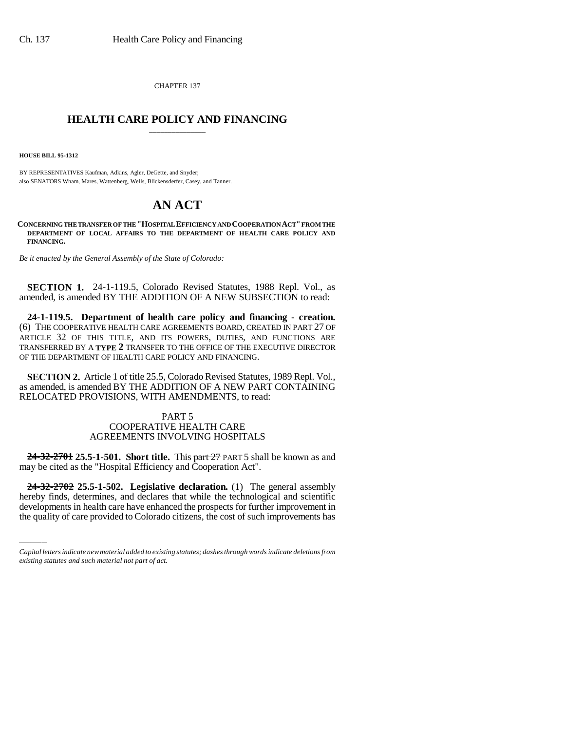CHAPTER 137

## HEALTH CARE POLICY AND FINANCING

**HOUSE BILL 95-1312**

BY REPRESENTATIVES Kaufman, Adkins, Agler, DeGette, and Snyder;
also SENATORS Wham, Mares, Wattenberg, Wells, Blickensderfer, Casey, and Tanner.

# AN ACT

**CONCERNING THE TRANSFER OF THE "HOSPITAL EFFICIENCY AND COOPERATION ACT" FROM THE DEPARTMENT OF LOCAL AFFAIRS TO THE DEPARTMENT OF HEALTH CARE POLICY AND FINANCING.**

*Be it enacted by the General Assembly of the State of Colorado:*

**SECTION 1.** 24-1-119.5, Colorado Revised Statutes, 1988 Repl. Vol., as amended, is amended BY THE ADDITION OF A NEW SUBSECTION to read:

**24-1-119.5. Department of health care policy and financing - creation.** (6) THE COOPERATIVE HEALTH CARE AGREEMENTS BOARD, CREATED IN PART 27 OF ARTICLE 32 OF THIS TITLE, AND ITS POWERS, DUTIES, AND FUNCTIONS ARE TRANSFERRED BY A **TYPE 2** TRANSFER TO THE OFFICE OF THE EXECUTIVE DIRECTOR OF THE DEPARTMENT OF HEALTH CARE POLICY AND FINANCING.

**SECTION 2.** Article 1 of title 25.5, Colorado Revised Statutes, 1989 Repl. Vol., as amended, is amended BY THE ADDITION OF A NEW PART CONTAINING RELOCATED PROVISIONS, WITH AMENDMENTS, to read:

PART 5
COOPERATIVE HEALTH CARE
AGREEMENTS INVOLVING HOSPITALS

~~**24-32-2701**~~ **25.5-1-501. Short title.** This ~~part 27~~ PART 5 shall be known as and may be cited as the "Hospital Efficiency and Cooperation Act".

~~**24-32-2702**~~ **25.5-1-502. Legislative declaration.** (1) The general assembly hereby finds, determines, and declares that while the technological and scientific developments in health care have enhanced the prospects for further improvement in the quality of care provided to Colorado citizens, the cost of such improvements has

*Capital letters indicate new material added to existing statutes; dashes through words indicate deletions from existing statutes and such material not part of act.*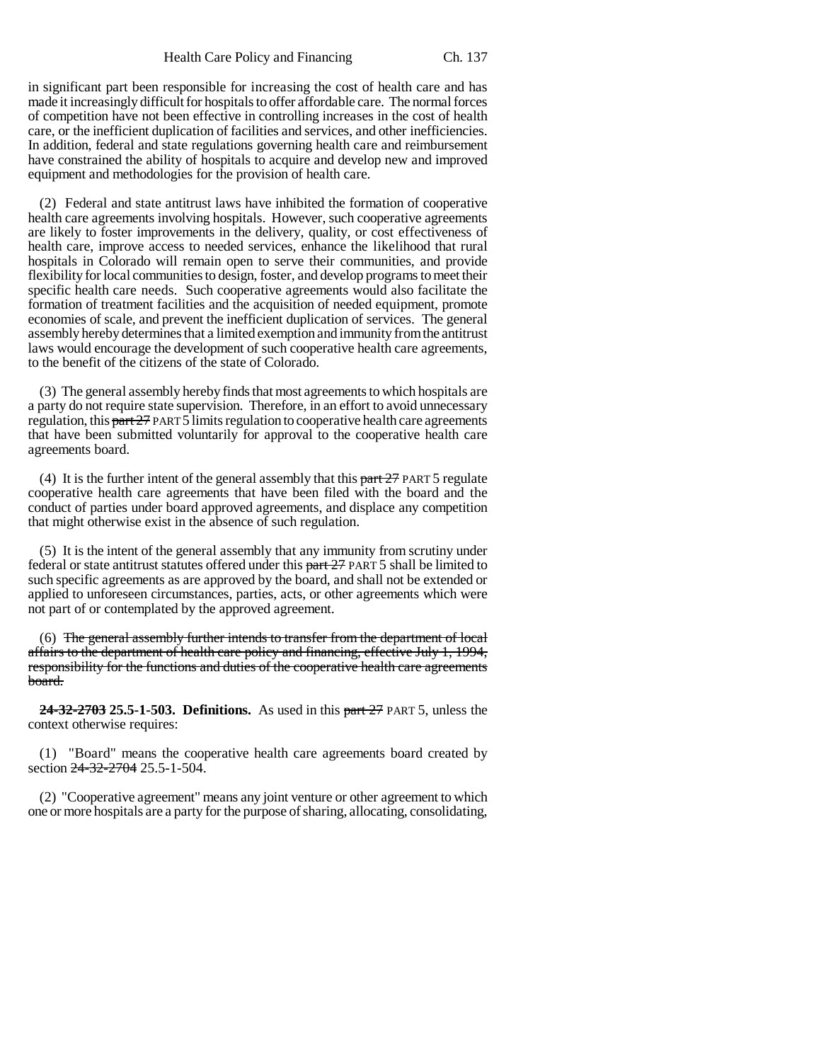in significant part been responsible for increasing the cost of health care and has made it increasingly difficult for hospitals to offer affordable care. The normal forces of competition have not been effective in controlling increases in the cost of health care, or the inefficient duplication of facilities and services, and other inefficiencies. In addition, federal and state regulations governing health care and reimbursement have constrained the ability of hospitals to acquire and develop new and improved equipment and methodologies for the provision of health care.

(2) Federal and state antitrust laws have inhibited the formation of cooperative health care agreements involving hospitals. However, such cooperative agreements are likely to foster improvements in the delivery, quality, or cost effectiveness of health care, improve access to needed services, enhance the likelihood that rural hospitals in Colorado will remain open to serve their communities, and provide flexibility for local communities to design, foster, and develop programs to meet their specific health care needs. Such cooperative agreements would also facilitate the formation of treatment facilities and the acquisition of needed equipment, promote economies of scale, and prevent the inefficient duplication of services. The general assembly hereby determines that a limited exemption and immunity from the antitrust laws would encourage the development of such cooperative health care agreements, to the benefit of the citizens of the state of Colorado.

(3) The general assembly hereby finds that most agreements to which hospitals are a party do not require state supervision. Therefore, in an effort to avoid unnecessary regulation, this ~~part 27~~ PART 5 limits regulation to cooperative health care agreements that have been submitted voluntarily for approval to the cooperative health care agreements board.

(4) It is the further intent of the general assembly that this ~~part 27~~ PART 5 regulate cooperative health care agreements that have been filed with the board and the conduct of parties under board approved agreements, and displace any competition that might otherwise exist in the absence of such regulation.

(5) It is the intent of the general assembly that any immunity from scrutiny under federal or state antitrust statutes offered under this ~~part 27~~ PART 5 shall be limited to such specific agreements as are approved by the board, and shall not be extended or applied to unforeseen circumstances, parties, acts, or other agreements which were not part of or contemplated by the approved agreement.

(6) ~~The general assembly further intends to transfer from the department of local affairs to the department of health care policy and financing, effective July 1, 1994, responsibility for the functions and duties of the cooperative health care agreements board.~~

**~~24-32-2703~~ 25.5-1-503. Definitions.** As used in this ~~part 27~~ PART 5, unless the context otherwise requires:

(1) "Board" means the cooperative health care agreements board created by section ~~24-32-2704~~ 25.5-1-504.

(2) "Cooperative agreement" means any joint venture or other agreement to which one or more hospitals are a party for the purpose of sharing, allocating, consolidating,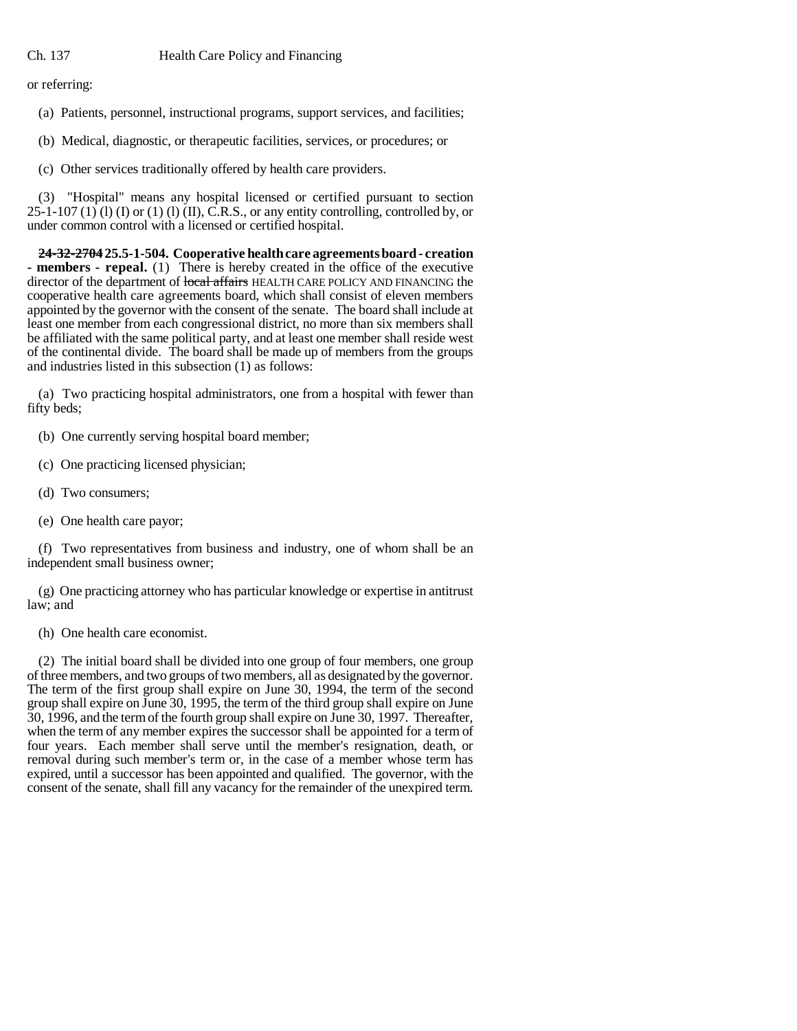or referring:

(a) Patients, personnel, instructional programs, support services, and facilities;

(b) Medical, diagnostic, or therapeutic facilities, services, or procedures; or

(c) Other services traditionally offered by health care providers.

(3) "Hospital" means any hospital licensed or certified pursuant to section 25-1-107 (1) (l) (I) or (1) (l) (II), C.R.S., or any entity controlling, controlled by, or under common control with a licensed or certified hospital.

~~**24-32-2704**~~ **25.5-1-504. Cooperative health care agreements board - creation - members - repeal.** (1) There is hereby created in the office of the executive director of the department of ~~local affairs~~ HEALTH CARE POLICY AND FINANCING the cooperative health care agreements board, which shall consist of eleven members appointed by the governor with the consent of the senate. The board shall include at least one member from each congressional district, no more than six members shall be affiliated with the same political party, and at least one member shall reside west of the continental divide. The board shall be made up of members from the groups and industries listed in this subsection (1) as follows:

(a) Two practicing hospital administrators, one from a hospital with fewer than fifty beds;

(b) One currently serving hospital board member;

(c) One practicing licensed physician;

(d) Two consumers;

(e) One health care payor;

(f) Two representatives from business and industry, one of whom shall be an independent small business owner;

(g) One practicing attorney who has particular knowledge or expertise in antitrust law; and

(h) One health care economist.

(2) The initial board shall be divided into one group of four members, one group of three members, and two groups of two members, all as designated by the governor. The term of the first group shall expire on June 30, 1994, the term of the second group shall expire on June 30, 1995, the term of the third group shall expire on June 30, 1996, and the term of the fourth group shall expire on June 30, 1997. Thereafter, when the term of any member expires the successor shall be appointed for a term of four years. Each member shall serve until the member's resignation, death, or removal during such member's term or, in the case of a member whose term has expired, until a successor has been appointed and qualified. The governor, with the consent of the senate, shall fill any vacancy for the remainder of the unexpired term.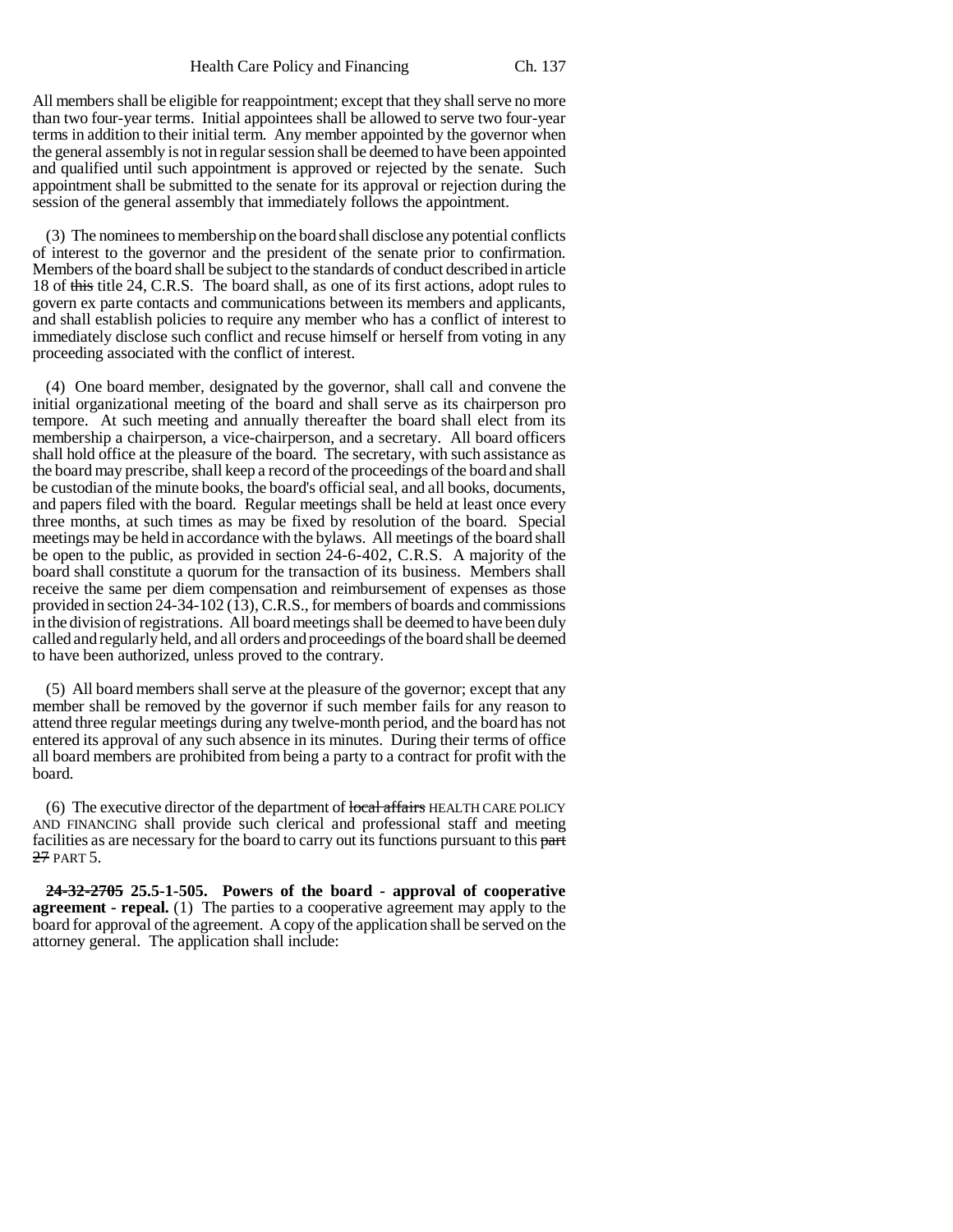All members shall be eligible for reappointment; except that they shall serve no more than two four-year terms. Initial appointees shall be allowed to serve two four-year terms in addition to their initial term. Any member appointed by the governor when the general assembly is not in regular session shall be deemed to have been appointed and qualified until such appointment is approved or rejected by the senate. Such appointment shall be submitted to the senate for its approval or rejection during the session of the general assembly that immediately follows the appointment.

(3) The nominees to membership on the board shall disclose any potential conflicts of interest to the governor and the president of the senate prior to confirmation. Members of the board shall be subject to the standards of conduct described in article 18 of ~~this~~ title 24, C.R.S. The board shall, as one of its first actions, adopt rules to govern ex parte contacts and communications between its members and applicants, and shall establish policies to require any member who has a conflict of interest to immediately disclose such conflict and recuse himself or herself from voting in any proceeding associated with the conflict of interest.

(4) One board member, designated by the governor, shall call and convene the initial organizational meeting of the board and shall serve as its chairperson pro tempore. At such meeting and annually thereafter the board shall elect from its membership a chairperson, a vice-chairperson, and a secretary. All board officers shall hold office at the pleasure of the board. The secretary, with such assistance as the board may prescribe, shall keep a record of the proceedings of the board and shall be custodian of the minute books, the board's official seal, and all books, documents, and papers filed with the board. Regular meetings shall be held at least once every three months, at such times as may be fixed by resolution of the board. Special meetings may be held in accordance with the bylaws. All meetings of the board shall be open to the public, as provided in section 24-6-402, C.R.S. A majority of the board shall constitute a quorum for the transaction of its business. Members shall receive the same per diem compensation and reimbursement of expenses as those provided in section 24-34-102 (13), C.R.S., for members of boards and commissions in the division of registrations. All board meetings shall be deemed to have been duly called and regularly held, and all orders and proceedings of the board shall be deemed to have been authorized, unless proved to the contrary.

(5) All board members shall serve at the pleasure of the governor; except that any member shall be removed by the governor if such member fails for any reason to attend three regular meetings during any twelve-month period, and the board has not entered its approval of any such absence in its minutes. During their terms of office all board members are prohibited from being a party to a contract for profit with the board.

(6) The executive director of the department of ~~local affairs~~ HEALTH CARE POLICY AND FINANCING shall provide such clerical and professional staff and meeting facilities as are necessary for the board to carry out its functions pursuant to this ~~part 27~~ PART 5.

**~~24-32-2705~~ 25.5-1-505. Powers of the board - approval of cooperative agreement - repeal.** (1) The parties to a cooperative agreement may apply to the board for approval of the agreement. A copy of the application shall be served on the attorney general. The application shall include: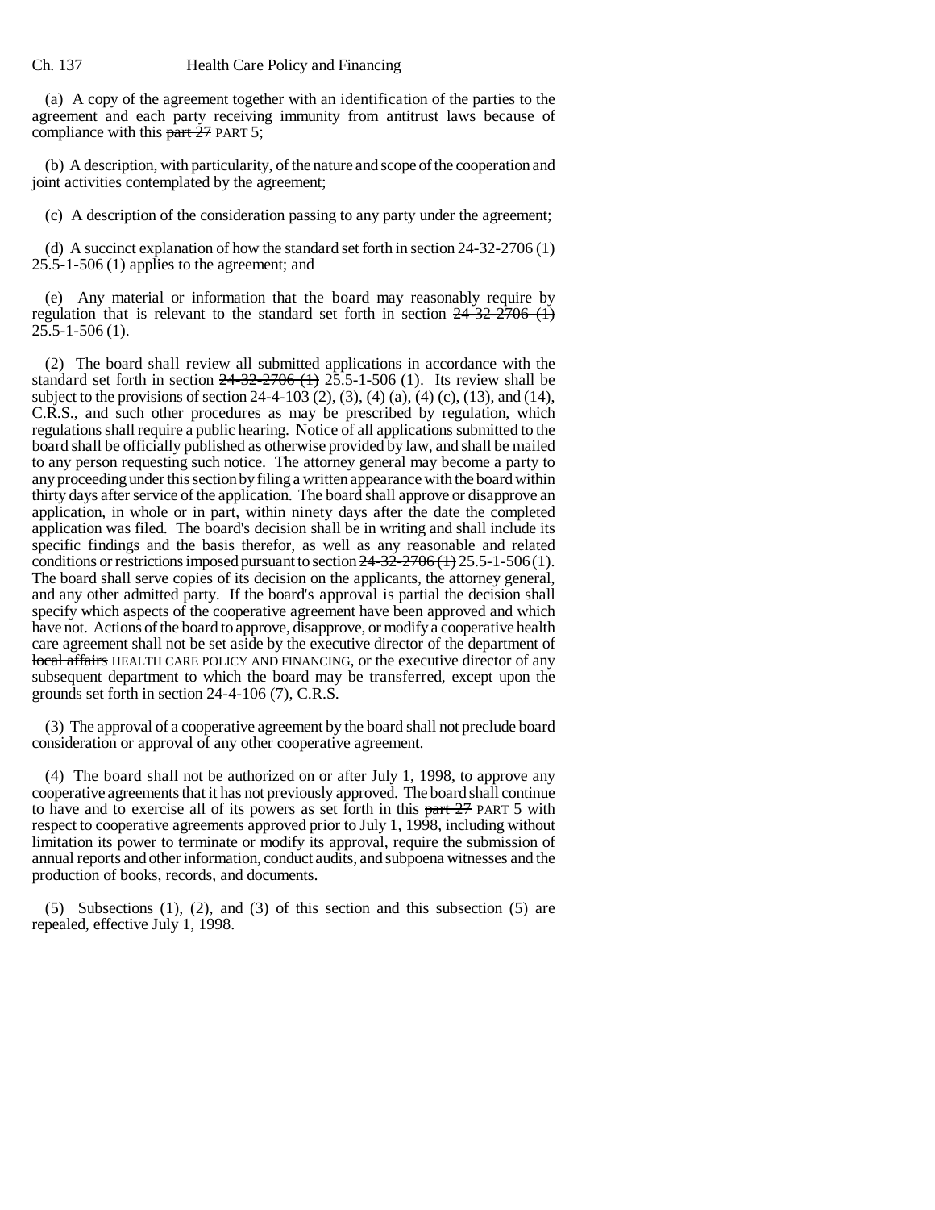(a) A copy of the agreement together with an identification of the parties to the agreement and each party receiving immunity from antitrust laws because of compliance with this ~~part 27~~ PART 5;

(b) A description, with particularity, of the nature and scope of the cooperation and joint activities contemplated by the agreement;

(c) A description of the consideration passing to any party under the agreement;

(d) A succinct explanation of how the standard set forth in section ~~24-32-2706 (1)~~ 25.5-1-506 (1) applies to the agreement; and

(e) Any material or information that the board may reasonably require by regulation that is relevant to the standard set forth in section ~~24-32-2706 (1)~~ 25.5-1-506 (1).

(2) The board shall review all submitted applications in accordance with the standard set forth in section ~~24-32-2706 (1)~~ 25.5-1-506 (1). Its review shall be subject to the provisions of section 24-4-103 (2), (3), (4) (a), (4) (c), (13), and (14), C.R.S., and such other procedures as may be prescribed by regulation, which regulations shall require a public hearing. Notice of all applications submitted to the board shall be officially published as otherwise provided by law, and shall be mailed to any person requesting such notice. The attorney general may become a party to any proceeding under this section by filing a written appearance with the board within thirty days after service of the application. The board shall approve or disapprove an application, in whole or in part, within ninety days after the date the completed application was filed. The board's decision shall be in writing and shall include its specific findings and the basis therefor, as well as any reasonable and related conditions or restrictions imposed pursuant to section ~~24-32-2706 (1)~~ 25.5-1-506 (1). The board shall serve copies of its decision on the applicants, the attorney general, and any other admitted party. If the board's approval is partial the decision shall specify which aspects of the cooperative agreement have been approved and which have not. Actions of the board to approve, disapprove, or modify a cooperative health care agreement shall not be set aside by the executive director of the department of ~~local affairs~~ HEALTH CARE POLICY AND FINANCING, or the executive director of any subsequent department to which the board may be transferred, except upon the grounds set forth in section 24-4-106 (7), C.R.S.

(3) The approval of a cooperative agreement by the board shall not preclude board consideration or approval of any other cooperative agreement.

(4) The board shall not be authorized on or after July 1, 1998, to approve any cooperative agreements that it has not previously approved. The board shall continue to have and to exercise all of its powers as set forth in this ~~part 27~~ PART 5 with respect to cooperative agreements approved prior to July 1, 1998, including without limitation its power to terminate or modify its approval, require the submission of annual reports and other information, conduct audits, and subpoena witnesses and the production of books, records, and documents.

(5) Subsections (1), (2), and (3) of this section and this subsection (5) are repealed, effective July 1, 1998.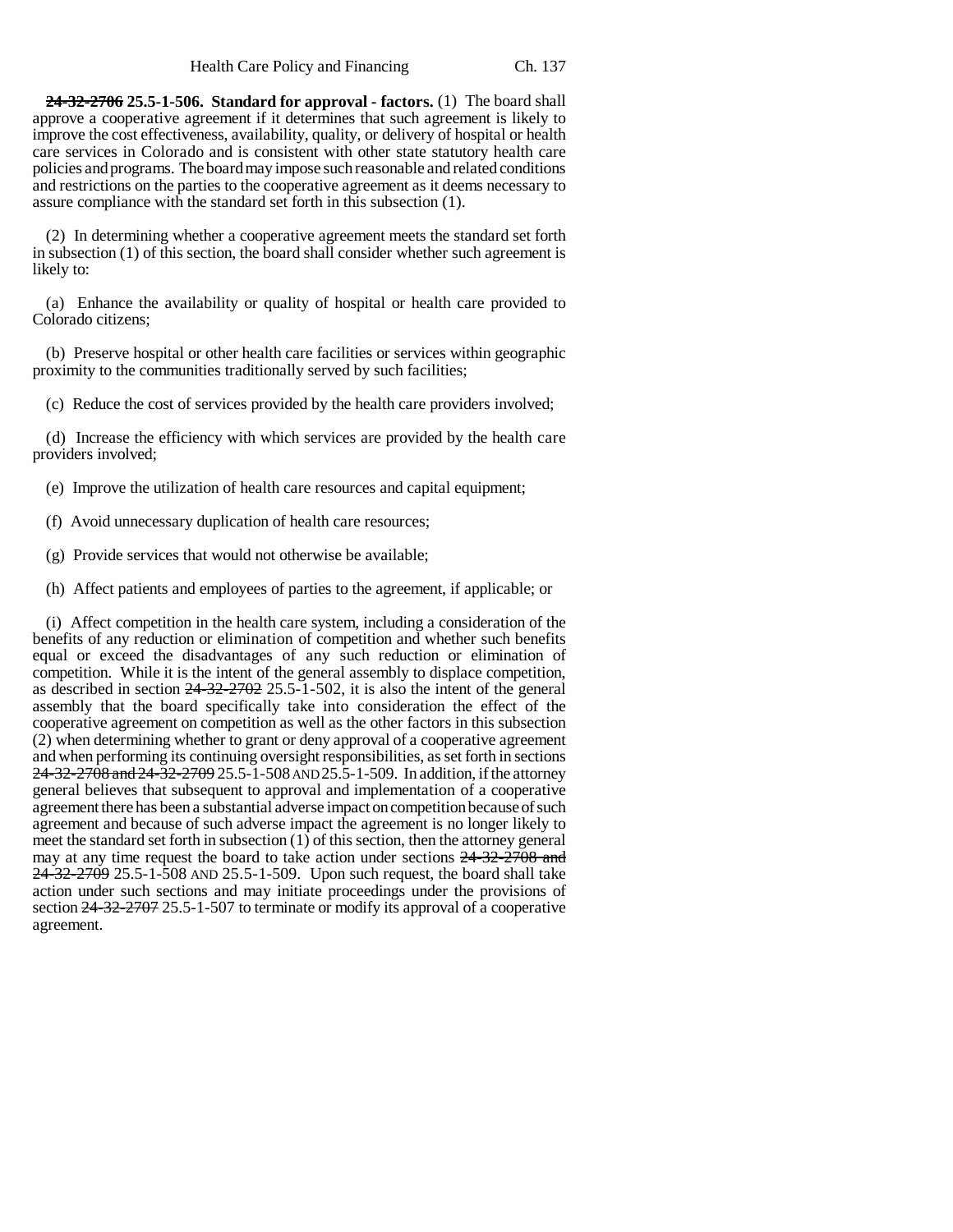~~24-32-2706~~ **25.5-1-506. Standard for approval - factors.** (1) The board shall approve a cooperative agreement if it determines that such agreement is likely to improve the cost effectiveness, availability, quality, or delivery of hospital or health care services in Colorado and is consistent with other state statutory health care policies and programs. The board may impose such reasonable and related conditions and restrictions on the parties to the cooperative agreement as it deems necessary to assure compliance with the standard set forth in this subsection (1).

(2) In determining whether a cooperative agreement meets the standard set forth in subsection (1) of this section, the board shall consider whether such agreement is likely to:

(a) Enhance the availability or quality of hospital or health care provided to Colorado citizens;

(b) Preserve hospital or other health care facilities or services within geographic proximity to the communities traditionally served by such facilities;

(c) Reduce the cost of services provided by the health care providers involved;

(d) Increase the efficiency with which services are provided by the health care providers involved;

(e) Improve the utilization of health care resources and capital equipment;

(f) Avoid unnecessary duplication of health care resources;

(g) Provide services that would not otherwise be available;

(h) Affect patients and employees of parties to the agreement, if applicable; or

(i) Affect competition in the health care system, including a consideration of the benefits of any reduction or elimination of competition and whether such benefits equal or exceed the disadvantages of any such reduction or elimination of competition. While it is the intent of the general assembly to displace competition, as described in section ~~24-32-2702~~ 25.5-1-502, it is also the intent of the general assembly that the board specifically take into consideration the effect of the cooperative agreement on competition as well as the other factors in this subsection (2) when determining whether to grant or deny approval of a cooperative agreement and when performing its continuing oversight responsibilities, as set forth in sections ~~24-32-2708 and 24-32-2709~~ 25.5-1-508 AND 25.5-1-509. In addition, if the attorney general believes that subsequent to approval and implementation of a cooperative agreement there has been a substantial adverse impact on competition because of such agreement and because of such adverse impact the agreement is no longer likely to meet the standard set forth in subsection (1) of this section, then the attorney general may at any time request the board to take action under sections ~~24-32-2708 and 24-32-2709~~ 25.5-1-508 AND 25.5-1-509. Upon such request, the board shall take action under such sections and may initiate proceedings under the provisions of section ~~24-32-2707~~ 25.5-1-507 to terminate or modify its approval of a cooperative agreement.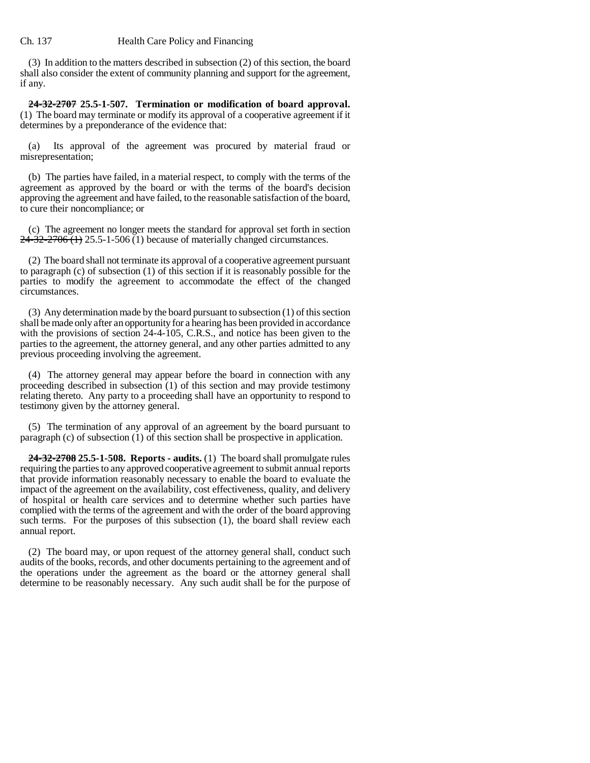(3) In addition to the matters described in subsection (2) of this section, the board shall also consider the extent of community planning and support for the agreement, if any.

~~**24-32-2707**~~ **25.5-1-507. Termination or modification of board approval.** (1) The board may terminate or modify its approval of a cooperative agreement if it determines by a preponderance of the evidence that:

(a) Its approval of the agreement was procured by material fraud or misrepresentation;

(b) The parties have failed, in a material respect, to comply with the terms of the agreement as approved by the board or with the terms of the board's decision approving the agreement and have failed, to the reasonable satisfaction of the board, to cure their noncompliance; or

(c) The agreement no longer meets the standard for approval set forth in section ~~24-32-2706 (1)~~ 25.5-1-506 (1) because of materially changed circumstances.

(2) The board shall not terminate its approval of a cooperative agreement pursuant to paragraph (c) of subsection (1) of this section if it is reasonably possible for the parties to modify the agreement to accommodate the effect of the changed circumstances.

(3) Any determination made by the board pursuant to subsection (1) of this section shall be made only after an opportunity for a hearing has been provided in accordance with the provisions of section 24-4-105, C.R.S., and notice has been given to the parties to the agreement, the attorney general, and any other parties admitted to any previous proceeding involving the agreement.

(4) The attorney general may appear before the board in connection with any proceeding described in subsection (1) of this section and may provide testimony relating thereto. Any party to a proceeding shall have an opportunity to respond to testimony given by the attorney general.

(5) The termination of any approval of an agreement by the board pursuant to paragraph (c) of subsection (1) of this section shall be prospective in application.

~~**24-32-2708**~~ **25.5-1-508. Reports - audits.** (1) The board shall promulgate rules requiring the parties to any approved cooperative agreement to submit annual reports that provide information reasonably necessary to enable the board to evaluate the impact of the agreement on the availability, cost effectiveness, quality, and delivery of hospital or health care services and to determine whether such parties have complied with the terms of the agreement and with the order of the board approving such terms. For the purposes of this subsection (1), the board shall review each annual report.

(2) The board may, or upon request of the attorney general shall, conduct such audits of the books, records, and other documents pertaining to the agreement and of the operations under the agreement as the board or the attorney general shall determine to be reasonably necessary. Any such audit shall be for the purpose of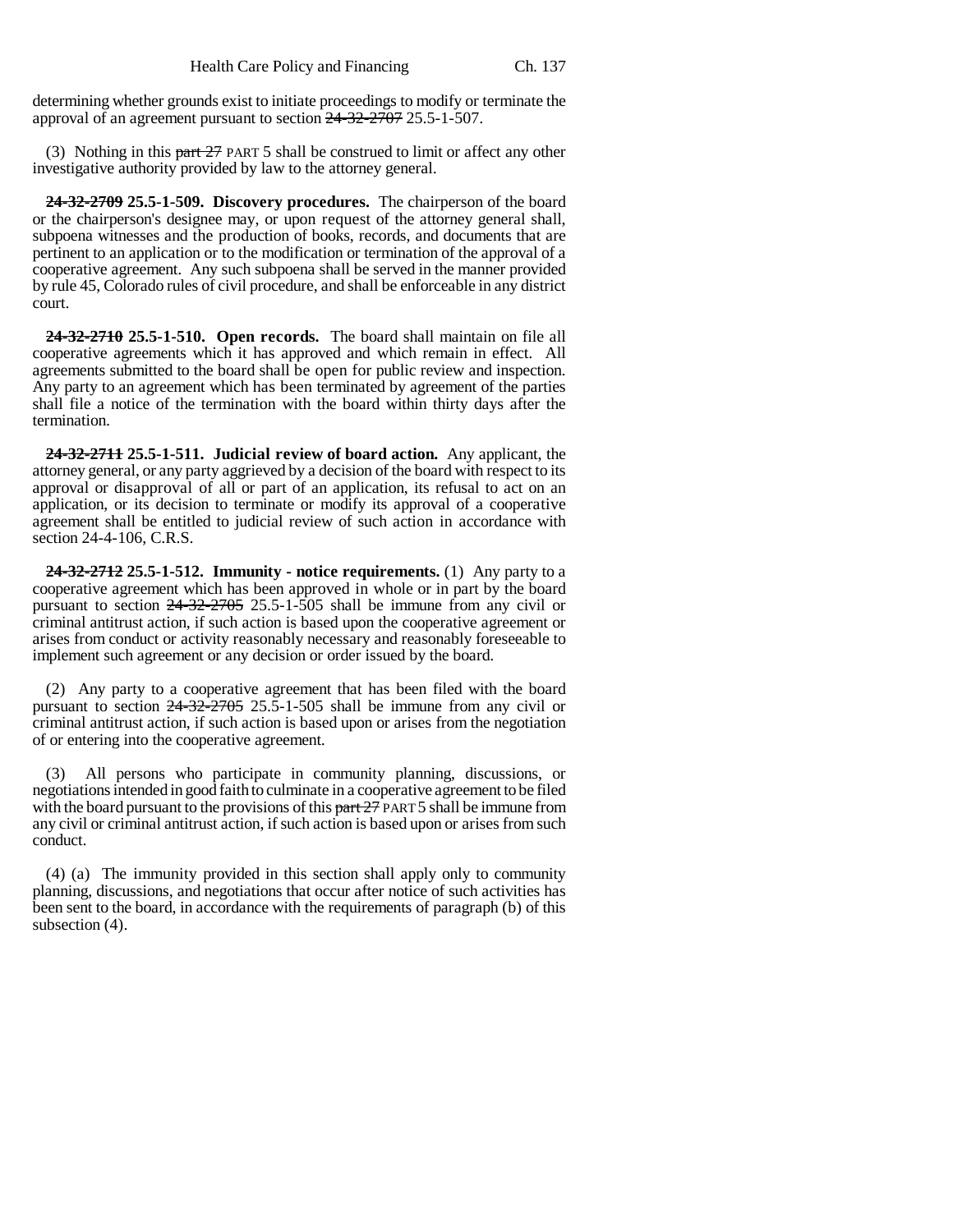determining whether grounds exist to initiate proceedings to modify or terminate the approval of an agreement pursuant to section ~~24-32-2707~~ 25.5-1-507.

(3) Nothing in this ~~part 27~~ PART 5 shall be construed to limit or affect any other investigative authority provided by law to the attorney general.

**~~24-32-2709~~ 25.5-1-509. Discovery procedures.** The chairperson of the board or the chairperson's designee may, or upon request of the attorney general shall, subpoena witnesses and the production of books, records, and documents that are pertinent to an application or to the modification or termination of the approval of a cooperative agreement. Any such subpoena shall be served in the manner provided by rule 45, Colorado rules of civil procedure, and shall be enforceable in any district court.

**~~24-32-2710~~ 25.5-1-510. Open records.** The board shall maintain on file all cooperative agreements which it has approved and which remain in effect. All agreements submitted to the board shall be open for public review and inspection. Any party to an agreement which has been terminated by agreement of the parties shall file a notice of the termination with the board within thirty days after the termination.

**~~24-32-2711~~ 25.5-1-511. Judicial review of board action.** Any applicant, the attorney general, or any party aggrieved by a decision of the board with respect to its approval or disapproval of all or part of an application, its refusal to act on an application, or its decision to terminate or modify its approval of a cooperative agreement shall be entitled to judicial review of such action in accordance with section 24-4-106, C.R.S.

**~~24-32-2712~~ 25.5-1-512. Immunity - notice requirements.** (1) Any party to a cooperative agreement which has been approved in whole or in part by the board pursuant to section ~~24-32-2705~~ 25.5-1-505 shall be immune from any civil or criminal antitrust action, if such action is based upon the cooperative agreement or arises from conduct or activity reasonably necessary and reasonably foreseeable to implement such agreement or any decision or order issued by the board.

(2) Any party to a cooperative agreement that has been filed with the board pursuant to section ~~24-32-2705~~ 25.5-1-505 shall be immune from any civil or criminal antitrust action, if such action is based upon or arises from the negotiation of or entering into the cooperative agreement.

(3) All persons who participate in community planning, discussions, or negotiations intended in good faith to culminate in a cooperative agreement to be filed with the board pursuant to the provisions of this ~~part 27~~ PART 5 shall be immune from any civil or criminal antitrust action, if such action is based upon or arises from such conduct.

(4) (a) The immunity provided in this section shall apply only to community planning, discussions, and negotiations that occur after notice of such activities has been sent to the board, in accordance with the requirements of paragraph (b) of this subsection (4).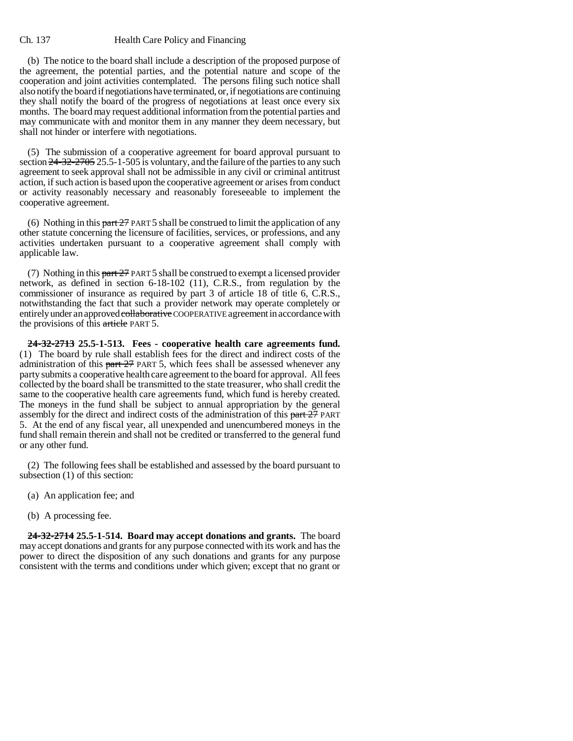(b) The notice to the board shall include a description of the proposed purpose of the agreement, the potential parties, and the potential nature and scope of the cooperation and joint activities contemplated. The persons filing such notice shall also notify the board if negotiations have terminated, or, if negotiations are continuing they shall notify the board of the progress of negotiations at least once every six months. The board may request additional information from the potential parties and may communicate with and monitor them in any manner they deem necessary, but shall not hinder or interfere with negotiations.

(5) The submission of a cooperative agreement for board approval pursuant to section ~~24-32-2705~~ 25.5-1-505 is voluntary, and the failure of the parties to any such agreement to seek approval shall not be admissible in any civil or criminal antitrust action, if such action is based upon the cooperative agreement or arises from conduct or activity reasonably necessary and reasonably foreseeable to implement the cooperative agreement.

(6) Nothing in this ~~part 27~~ PART 5 shall be construed to limit the application of any other statute concerning the licensure of facilities, services, or professions, and any activities undertaken pursuant to a cooperative agreement shall comply with applicable law.

(7) Nothing in this ~~part 27~~ PART 5 shall be construed to exempt a licensed provider network, as defined in section 6-18-102 (11), C.R.S., from regulation by the commissioner of insurance as required by part 3 of article 18 of title 6, C.R.S., notwithstanding the fact that such a provider network may operate completely or entirely under an approved ~~collaborative~~ COOPERATIVE agreement in accordance with the provisions of this ~~article~~ PART 5.

**~~24-32-2713~~ 25.5-1-513. Fees - cooperative health care agreements fund.** (1) The board by rule shall establish fees for the direct and indirect costs of the administration of this ~~part 27~~ PART 5, which fees shall be assessed whenever any party submits a cooperative health care agreement to the board for approval. All fees collected by the board shall be transmitted to the state treasurer, who shall credit the same to the cooperative health care agreements fund, which fund is hereby created. The moneys in the fund shall be subject to annual appropriation by the general assembly for the direct and indirect costs of the administration of this ~~part 27~~ PART 5. At the end of any fiscal year, all unexpended and unencumbered moneys in the fund shall remain therein and shall not be credited or transferred to the general fund or any other fund.

(2) The following fees shall be established and assessed by the board pursuant to subsection (1) of this section:

(a) An application fee; and

(b) A processing fee.

**~~24-32-2714~~ 25.5-1-514. Board may accept donations and grants.** The board may accept donations and grants for any purpose connected with its work and has the power to direct the disposition of any such donations and grants for any purpose consistent with the terms and conditions under which given; except that no grant or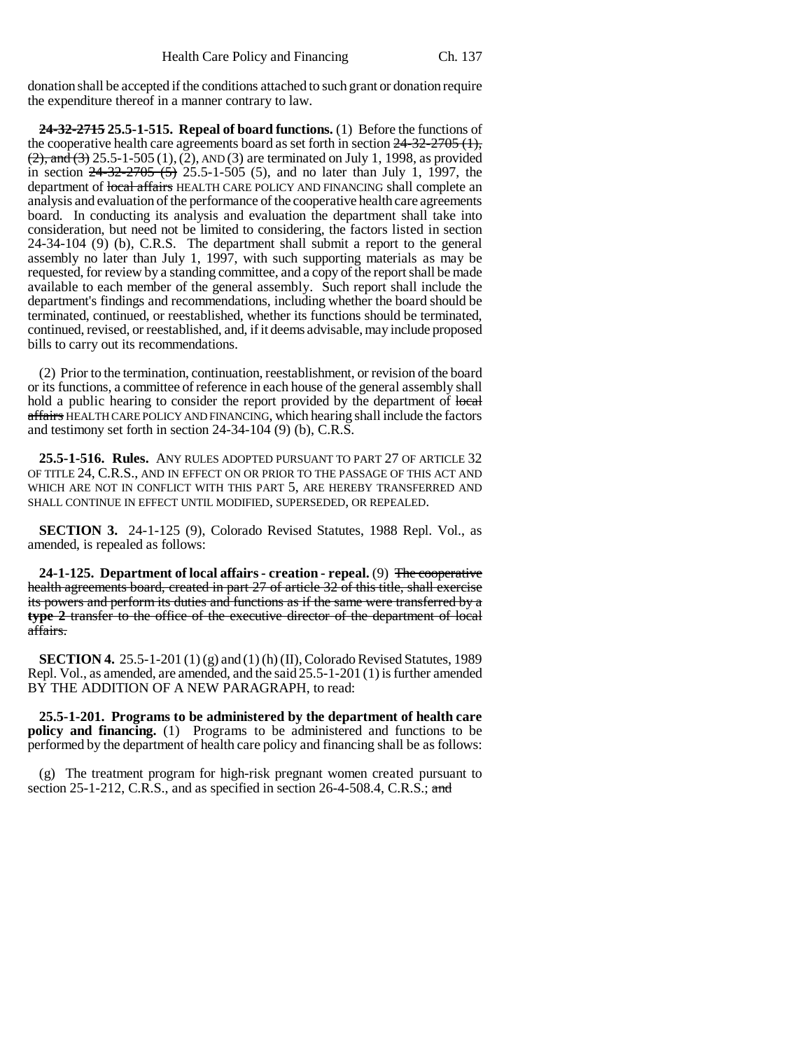donation shall be accepted if the conditions attached to such grant or donation require the expenditure thereof in a manner contrary to law.

**~~24-32-2715~~ 25.5-1-515. Repeal of board functions.** (1) Before the functions of the cooperative health care agreements board as set forth in section ~~24-32-2705 (1), (2), and (3)~~ 25.5-1-505 (1), (2), AND (3) are terminated on July 1, 1998, as provided in section ~~24-32-2705 (5)~~ 25.5-1-505 (5), and no later than July 1, 1997, the department of ~~local affairs~~ HEALTH CARE POLICY AND FINANCING shall complete an analysis and evaluation of the performance of the cooperative health care agreements board. In conducting its analysis and evaluation the department shall take into consideration, but need not be limited to considering, the factors listed in section 24-34-104 (9) (b), C.R.S. The department shall submit a report to the general assembly no later than July 1, 1997, with such supporting materials as may be requested, for review by a standing committee, and a copy of the report shall be made available to each member of the general assembly. Such report shall include the department's findings and recommendations, including whether the board should be terminated, continued, or reestablished, whether its functions should be terminated, continued, revised, or reestablished, and, if it deems advisable, may include proposed bills to carry out its recommendations.

(2) Prior to the termination, continuation, reestablishment, or revision of the board or its functions, a committee of reference in each house of the general assembly shall hold a public hearing to consider the report provided by the department of ~~local affairs~~ HEALTH CARE POLICY AND FINANCING, which hearing shall include the factors and testimony set forth in section 24-34-104 (9) (b), C.R.S.

**25.5-1-516. Rules.** ANY RULES ADOPTED PURSUANT TO PART 27 OF ARTICLE 32 OF TITLE 24, C.R.S., AND IN EFFECT ON OR PRIOR TO THE PASSAGE OF THIS ACT AND WHICH ARE NOT IN CONFLICT WITH THIS PART 5, ARE HEREBY TRANSFERRED AND SHALL CONTINUE IN EFFECT UNTIL MODIFIED, SUPERSEDED, OR REPEALED.

**SECTION 3.** 24-1-125 (9), Colorado Revised Statutes, 1988 Repl. Vol., as amended, is repealed as follows:

**24-1-125. Department of local affairs - creation - repeal.** (9) ~~The cooperative health agreements board, created in part 27 of article 32 of this title, shall exercise its powers and perform its duties and functions as if the same were transferred by a **type 2** transfer to the office of the executive director of the department of local affairs.~~

**SECTION 4.** 25.5-1-201 (1) (g) and (1) (h) (II), Colorado Revised Statutes, 1989 Repl. Vol., as amended, are amended, and the said 25.5-1-201 (1) is further amended BY THE ADDITION OF A NEW PARAGRAPH, to read:

**25.5-1-201. Programs to be administered by the department of health care policy and financing.** (1) Programs to be administered and functions to be performed by the department of health care policy and financing shall be as follows:

(g) The treatment program for high-risk pregnant women created pursuant to section 25-1-212, C.R.S., and as specified in section 26-4-508.4, C.R.S.; ~~and~~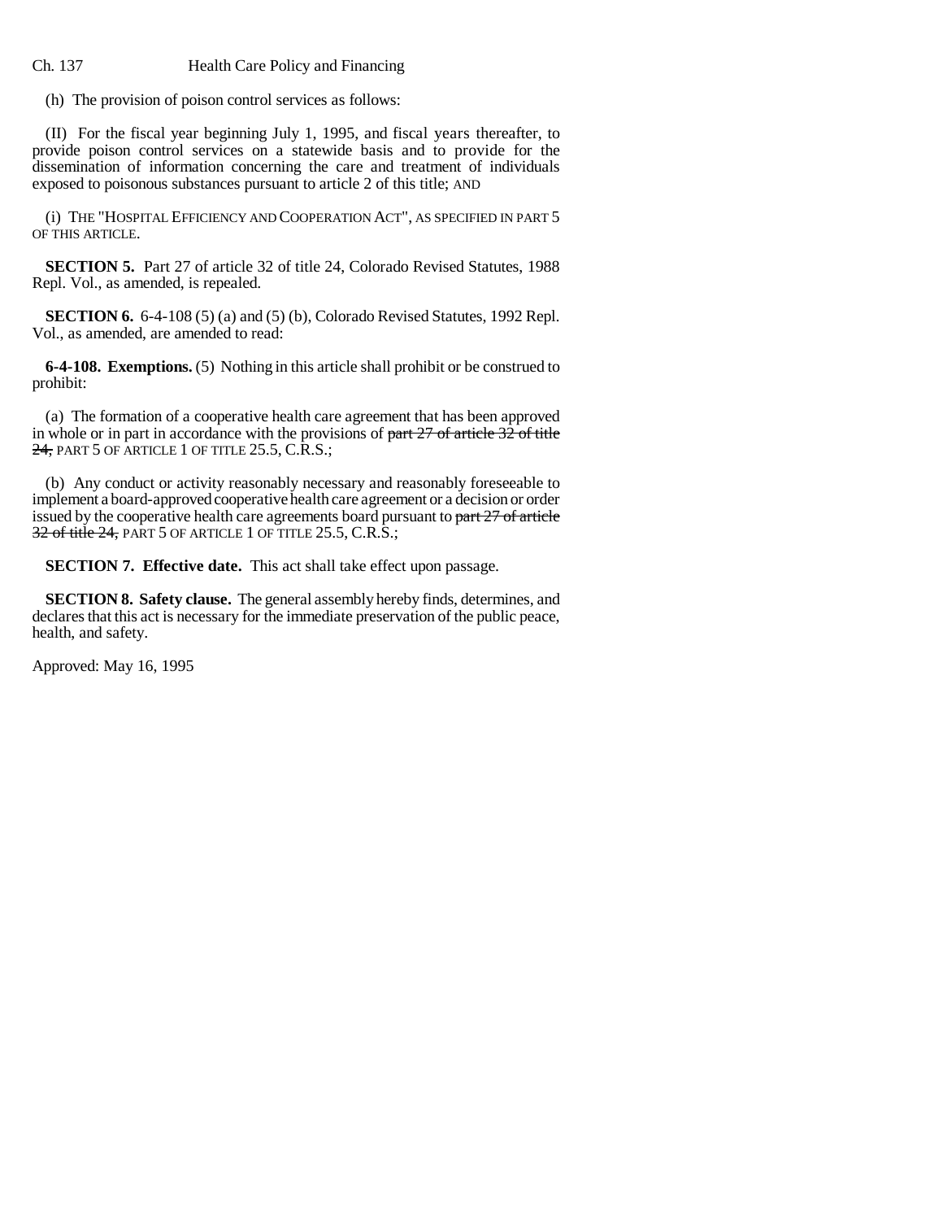(h) The provision of poison control services as follows:

(II) For the fiscal year beginning July 1, 1995, and fiscal years thereafter, to provide poison control services on a statewide basis and to provide for the dissemination of information concerning the care and treatment of individuals exposed to poisonous substances pursuant to article 2 of this title; AND

(i) THE "HOSPITAL EFFICIENCY AND COOPERATION ACT", AS SPECIFIED IN PART 5 OF THIS ARTICLE.

**SECTION 5.** Part 27 of article 32 of title 24, Colorado Revised Statutes, 1988 Repl. Vol., as amended, is repealed.

**SECTION 6.** 6-4-108 (5) (a) and (5) (b), Colorado Revised Statutes, 1992 Repl. Vol., as amended, are amended to read:

**6-4-108. Exemptions.** (5) Nothing in this article shall prohibit or be construed to prohibit:

(a) The formation of a cooperative health care agreement that has been approved in whole or in part in accordance with the provisions of ~~part 27 of article 32 of title 24,~~ PART 5 OF ARTICLE 1 OF TITLE 25.5, C.R.S.;

(b) Any conduct or activity reasonably necessary and reasonably foreseeable to implement a board-approved cooperative health care agreement or a decision or order issued by the cooperative health care agreements board pursuant to ~~part 27 of article 32 of title 24,~~ PART 5 OF ARTICLE 1 OF TITLE 25.5, C.R.S.;

**SECTION 7. Effective date.** This act shall take effect upon passage.

**SECTION 8. Safety clause.** The general assembly hereby finds, determines, and declares that this act is necessary for the immediate preservation of the public peace, health, and safety.

Approved: May 16, 1995